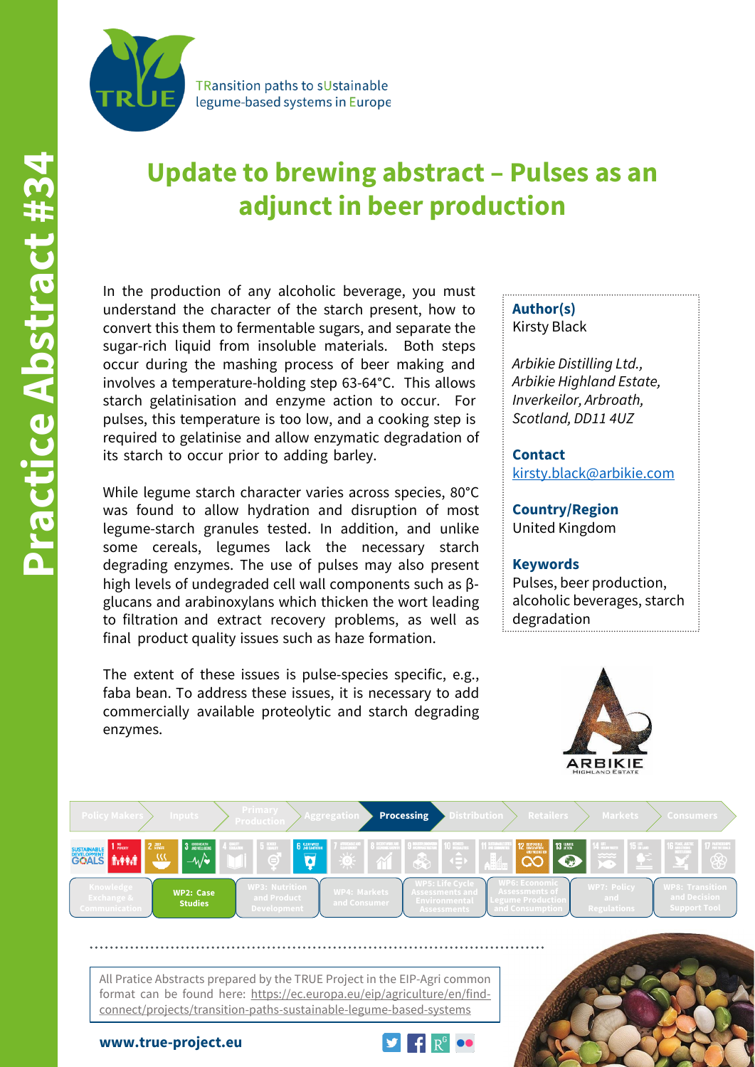Practice Abstract #34

TRansition paths to sUstainable legume-based systems in Europe

# Update to brewing abstract – Pulses as an adjunct in beer production

In the production of any alcoholic beverage, you must understand the character of the starch present, how to convert this them to fermentable sugars, and separate the sugar-rich liquid from insoluble materials. Both steps occur during the mashing process of beer making and involves a temperature-holding step 63-64°C. This allows starch gelatinisation and enzyme action to occur. For pulses, this temperature is too low, and a cooking step is required to gelatinise and allow enzymatic degradation of its starch to occur prior to adding barley.

While legume starch character varies across species, 80°C was found to allow hydration and disruption of most legume-starch granules tested. In addition, and unlike some cereals, legumes lack the necessary starch degrading enzymes. The use of pulses may also present high levels of undegraded cell wall components such as β-glucans and arabinoxylans which thicken the wort leading to filtration and extract recovery problems, as well as final product quality issues such as haze formation.

The extent of these issues is pulse-species specific, e.g., faba bean. To address these issues, it is necessary to add commercially available proteolytic and starch degrading enzymes.

**Author(s)**
Kirsty Black

*Arbikie Distilling Ltd., Arbikie Highland Estate, Inverkeilor, Arbroath, Scotland, DD11 4UZ*

**Contact**
kirsty.black@arbikie.com

**Country/Region**
United Kingdom

**Keywords**
Pulses, beer production, alcoholic beverages, starch degradation

ARBIKIE HIGHLAND ESTATE

Policy Makers | Inputs | Primary Production | Aggregation | **Processing** | Distribution | Retailers | Markets | Consumers

Knowledge Exchange & Communication | **WP2: Case Studies** | WP3: Nutrition and Product Development | WP4: Markets and Consumer | WP5: Life Cycle Assessments and Environmental Assessments | WP6: Economic Assessments of Legume Production and Consumption | WP7: Policy and Regulations | WP8: Transition and Decision Support Tool

All Pratice Abstracts prepared by the TRUE Project in the EIP-Agri common format can be found here: https://ec.europa.eu/eip/agriculture/en/find-connect/projects/transition-paths-sustainable-legume-based-systems

**www.true-project.eu**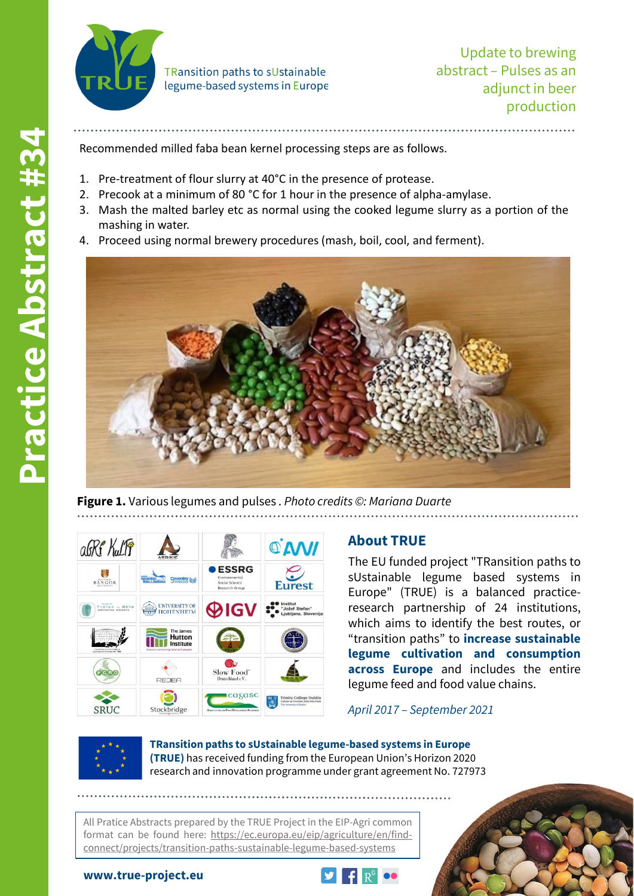# Update to brewing abstract – Pulses as an adjunct in beer production

Recommended milled faba bean kernel processing steps are as follows.

1. Pre-treatment of flour slurry at 40°C in the presence of protease.
2. Precook at a minimum of 80 °C for 1 hour in the presence of alpha-amylase.
3. Mash the malted barley etc as normal using the cooked legume slurry as a portion of the mashing in water.
4. Proceed using normal brewery procedures (mash, boil, cool, and ferment).

**Figure 1.** Various legumes and pulses . *Photo credits ©: Mariana Duarte*

## About TRUE

The EU funded project "TRansition paths to sUstainable legume based systems in Europe" (TRUE) is a balanced practice-research partnership of 24 institutions, which aims to identify the best routes, or "transition paths" to **increase sustainable legume cultivation and consumption across Europe** and includes the entire legume feed and food value chains.

*April 2017 – September 2021*

**TRansition paths to sUstainable legume-based systems in Europe (TRUE)** has received funding from the European Union's Horizon 2020 research and innovation programme under grant agreement No. 727973

All Pratice Abstracts prepared by the TRUE Project in the EIP-Agri common format can be found here: https://ec.europa.eu/eip/agriculture/en/find-connect/projects/transition-paths-sustainable-legume-based-systems

**www.true-project.eu**